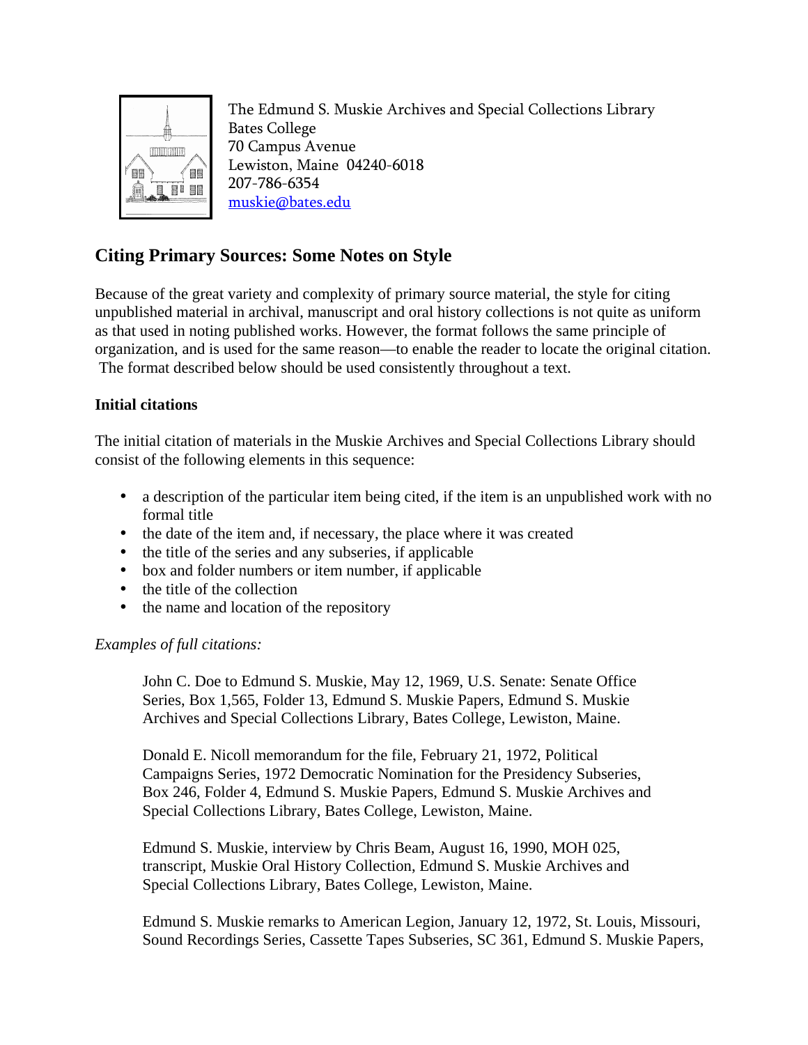The Edmund S. Muskie Archives and Special Collections Library
Bates College
70 Campus Avenue
Lewiston, Maine 04240-6018
207-786-6354
muskie@bates.edu

## Citing Primary Sources: Some Notes on Style

Because of the great variety and complexity of primary source material, the style for citing unpublished material in archival, manuscript and oral history collections is not quite as uniform as that used in noting published works. However, the format follows the same principle of organization, and is used for the same reason—to enable the reader to locate the original citation. The format described below should be used consistently throughout a text.

### Initial citations

The initial citation of materials in the Muskie Archives and Special Collections Library should consist of the following elements in this sequence:

- a description of the particular item being cited, if the item is an unpublished work with no formal title
- the date of the item and, if necessary, the place where it was created
- the title of the series and any subseries, if applicable
- box and folder numbers or item number, if applicable
- the title of the collection
- the name and location of the repository

*Examples of full citations:*

> John C. Doe to Edmund S. Muskie, May 12, 1969, U.S. Senate: Senate Office Series, Box 1,565, Folder 13, Edmund S. Muskie Papers, Edmund S. Muskie Archives and Special Collections Library, Bates College, Lewiston, Maine.

> Donald E. Nicoll memorandum for the file, February 21, 1972, Political Campaigns Series, 1972 Democratic Nomination for the Presidency Subseries, Box 246, Folder 4, Edmund S. Muskie Papers, Edmund S. Muskie Archives and Special Collections Library, Bates College, Lewiston, Maine.

> Edmund S. Muskie, interview by Chris Beam, August 16, 1990, MOH 025, transcript, Muskie Oral History Collection, Edmund S. Muskie Archives and Special Collections Library, Bates College, Lewiston, Maine.

> Edmund S. Muskie remarks to American Legion, January 12, 1972, St. Louis, Missouri, Sound Recordings Series, Cassette Tapes Subseries, SC 361, Edmund S. Muskie Papers,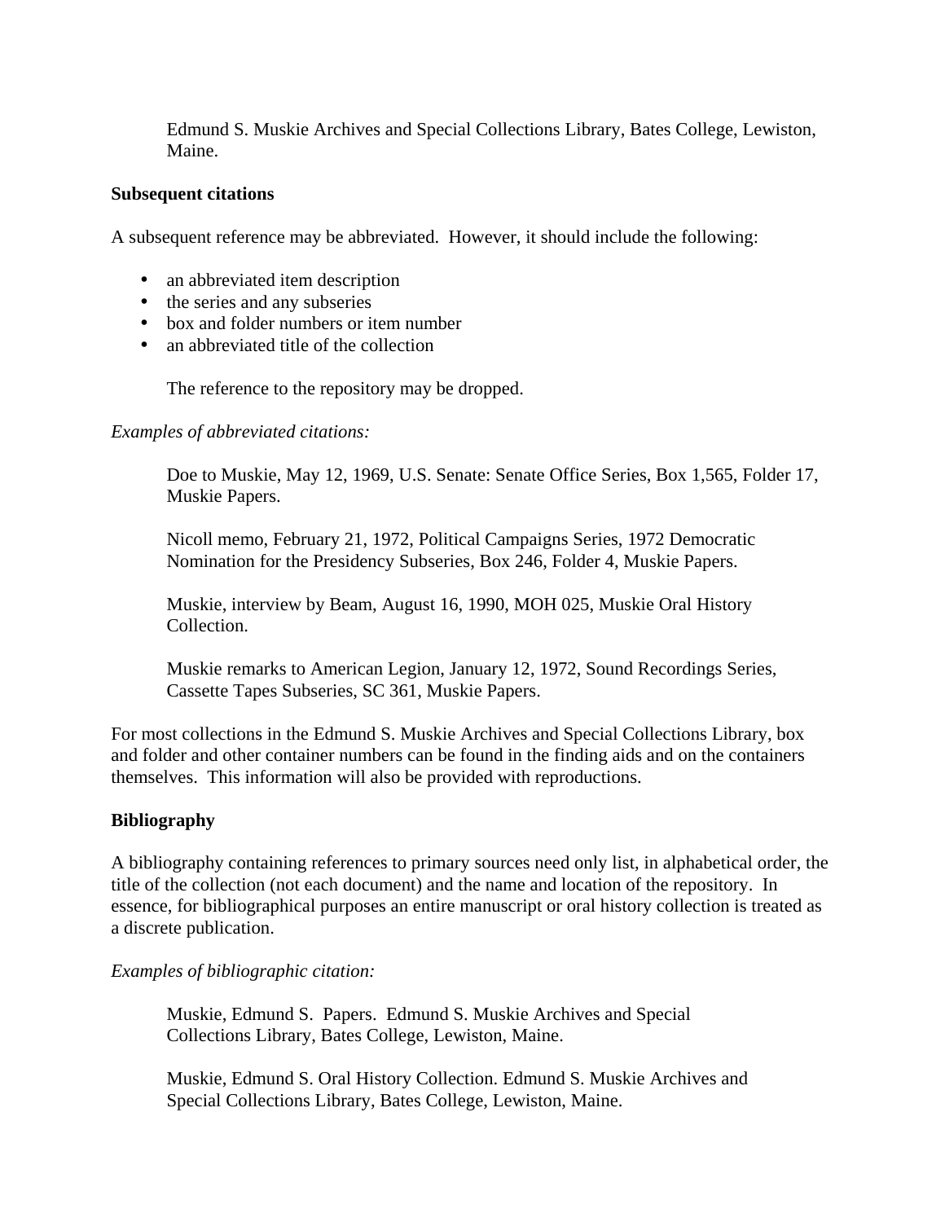Edmund S. Muskie Archives and Special Collections Library, Bates College, Lewiston, Maine.

**Subsequent citations**

A subsequent reference may be abbreviated. However, it should include the following:

- an abbreviated item description
- the series and any subseries
- box and folder numbers or item number
- an abbreviated title of the collection

The reference to the repository may be dropped.

*Examples of abbreviated citations:*

Doe to Muskie, May 12, 1969, U.S. Senate: Senate Office Series, Box 1,565, Folder 17, Muskie Papers.

Nicoll memo, February 21, 1972, Political Campaigns Series, 1972 Democratic Nomination for the Presidency Subseries, Box 246, Folder 4, Muskie Papers.

Muskie, interview by Beam, August 16, 1990, MOH 025, Muskie Oral History Collection.

Muskie remarks to American Legion, January 12, 1972, Sound Recordings Series, Cassette Tapes Subseries, SC 361, Muskie Papers.

For most collections in the Edmund S. Muskie Archives and Special Collections Library, box and folder and other container numbers can be found in the finding aids and on the containers themselves. This information will also be provided with reproductions.

**Bibliography**

A bibliography containing references to primary sources need only list, in alphabetical order, the title of the collection (not each document) and the name and location of the repository. In essence, for bibliographical purposes an entire manuscript or oral history collection is treated as a discrete publication.

*Examples of bibliographic citation:*

Muskie, Edmund S. Papers. Edmund S. Muskie Archives and Special Collections Library, Bates College, Lewiston, Maine.

Muskie, Edmund S. Oral History Collection. Edmund S. Muskie Archives and Special Collections Library, Bates College, Lewiston, Maine.